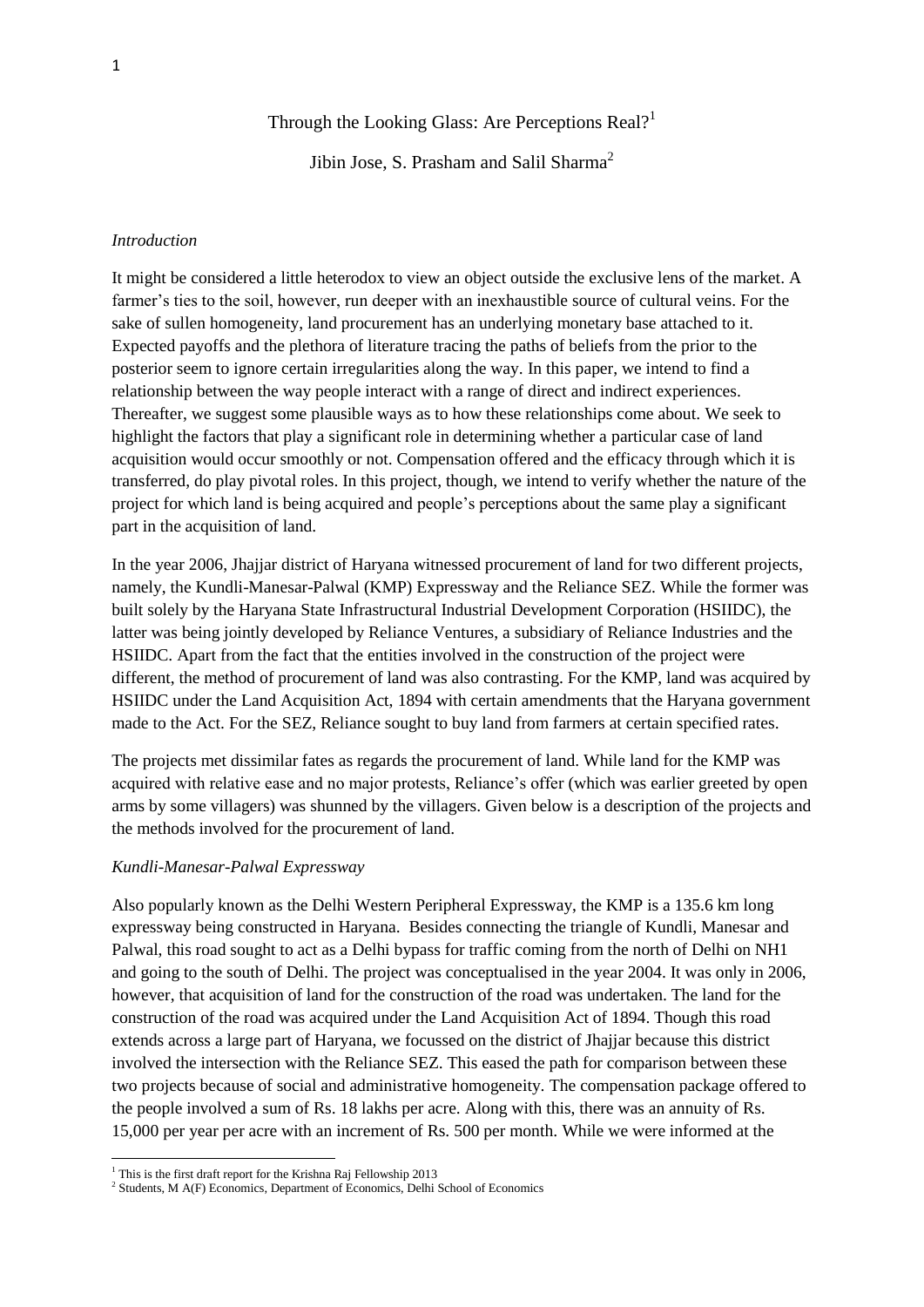# Through the Looking Glass: Are Perceptions Real?[1]

Jibin Jose, S. Prasham and Salil Sharma[2]

### *Introduction*

It might be considered a little heterodox to view an object outside the exclusive lens of the market. A farmer's ties to the soil, however, run deeper with an inexhaustible source of cultural veins. For the sake of sullen homogeneity, land procurement has an underlying monetary base attached to it. Expected payoffs and the plethora of literature tracing the paths of beliefs from the prior to the posterior seem to ignore certain irregularities along the way. In this paper, we intend to find a relationship between the way people interact with a range of direct and indirect experiences. Thereafter, we suggest some plausible ways as to how these relationships come about. We seek to highlight the factors that play a significant role in determining whether a particular case of land acquisition would occur smoothly or not. Compensation offered and the efficacy through which it is transferred, do play pivotal roles. In this project, though, we intend to verify whether the nature of the project for which land is being acquired and people's perceptions about the same play a significant part in the acquisition of land.

In the year 2006, Jhajjar district of Haryana witnessed procurement of land for two different projects, namely, the Kundli-Manesar-Palwal (KMP) Expressway and the Reliance SEZ. While the former was built solely by the Haryana State Infrastructural Industrial Development Corporation (HSIIDC), the latter was being jointly developed by Reliance Ventures, a subsidiary of Reliance Industries and the HSIIDC. Apart from the fact that the entities involved in the construction of the project were different, the method of procurement of land was also contrasting. For the KMP, land was acquired by HSIIDC under the Land Acquisition Act, 1894 with certain amendments that the Haryana government made to the Act. For the SEZ, Reliance sought to buy land from farmers at certain specified rates.

The projects met dissimilar fates as regards the procurement of land. While land for the KMP was acquired with relative ease and no major protests, Reliance's offer (which was earlier greeted by open arms by some villagers) was shunned by the villagers. Given below is a description of the projects and the methods involved for the procurement of land.

### *Kundli-Manesar-Palwal Expressway*

Also popularly known as the Delhi Western Peripheral Expressway, the KMP is a 135.6 km long expressway being constructed in Haryana. Besides connecting the triangle of Kundli, Manesar and Palwal, this road sought to act as a Delhi bypass for traffic coming from the north of Delhi on NH1 and going to the south of Delhi. The project was conceptualised in the year 2004. It was only in 2006, however, that acquisition of land for the construction of the road was undertaken. The land for the construction of the road was acquired under the Land Acquisition Act of 1894. Though this road extends across a large part of Haryana, we focussed on the district of Jhajjar because this district involved the intersection with the Reliance SEZ. This eased the path for comparison between these two projects because of social and administrative homogeneity. The compensation package offered to the people involved a sum of Rs. 18 lakhs per acre. Along with this, there was an annuity of Rs. 15,000 per year per acre with an increment of Rs. 500 per month. While we were informed at the

---

[1] This is the first draft report for the Krishna Raj Fellowship 2013

[2] Students, M A(F) Economics, Department of Economics, Delhi School of Economics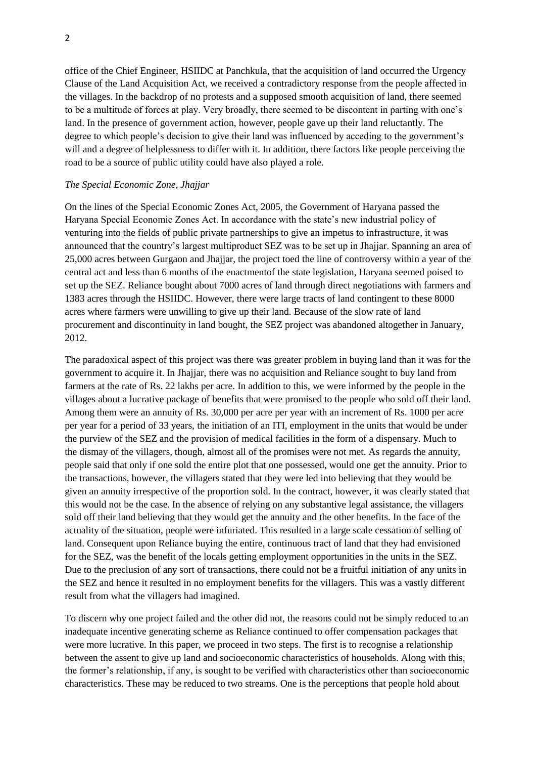office of the Chief Engineer, HSIIDC at Panchkula, that the acquisition of land occurred the Urgency Clause of the Land Acquisition Act, we received a contradictory response from the people affected in the villages. In the backdrop of no protests and a supposed smooth acquisition of land, there seemed to be a multitude of forces at play. Very broadly, there seemed to be discontent in parting with one's land. In the presence of government action, however, people gave up their land reluctantly. The degree to which people's decision to give their land was influenced by acceding to the government's will and a degree of helplessness to differ with it. In addition, there factors like people perceiving the road to be a source of public utility could have also played a role.

*The Special Economic Zone, Jhajjar*

On the lines of the Special Economic Zones Act, 2005, the Government of Haryana passed the Haryana Special Economic Zones Act. In accordance with the state's new industrial policy of venturing into the fields of public private partnerships to give an impetus to infrastructure, it was announced that the country's largest multiproduct SEZ was to be set up in Jhajjar. Spanning an area of 25,000 acres between Gurgaon and Jhajjar, the project toed the line of controversy within a year of the central act and less than 6 months of the enactmentof the state legislation, Haryana seemed poised to set up the SEZ. Reliance bought about 7000 acres of land through direct negotiations with farmers and 1383 acres through the HSIIDC. However, there were large tracts of land contingent to these 8000 acres where farmers were unwilling to give up their land. Because of the slow rate of land procurement and discontinuity in land bought, the SEZ project was abandoned altogether in January, 2012.

The paradoxical aspect of this project was there was greater problem in buying land than it was for the government to acquire it. In Jhajjar, there was no acquisition and Reliance sought to buy land from farmers at the rate of Rs. 22 lakhs per acre. In addition to this, we were informed by the people in the villages about a lucrative package of benefits that were promised to the people who sold off their land. Among them were an annuity of Rs. 30,000 per acre per year with an increment of Rs. 1000 per acre per year for a period of 33 years, the initiation of an ITI, employment in the units that would be under the purview of the SEZ and the provision of medical facilities in the form of a dispensary. Much to the dismay of the villagers, though, almost all of the promises were not met. As regards the annuity, people said that only if one sold the entire plot that one possessed, would one get the annuity. Prior to the transactions, however, the villagers stated that they were led into believing that they would be given an annuity irrespective of the proportion sold. In the contract, however, it was clearly stated that this would not be the case. In the absence of relying on any substantive legal assistance, the villagers sold off their land believing that they would get the annuity and the other benefits. In the face of the actuality of the situation, people were infuriated. This resulted in a large scale cessation of selling of land. Consequent upon Reliance buying the entire, continuous tract of land that they had envisioned for the SEZ, was the benefit of the locals getting employment opportunities in the units in the SEZ. Due to the preclusion of any sort of transactions, there could not be a fruitful initiation of any units in the SEZ and hence it resulted in no employment benefits for the villagers. This was a vastly different result from what the villagers had imagined.

To discern why one project failed and the other did not, the reasons could not be simply reduced to an inadequate incentive generating scheme as Reliance continued to offer compensation packages that were more lucrative. In this paper, we proceed in two steps. The first is to recognise a relationship between the assent to give up land and socioeconomic characteristics of households. Along with this, the former's relationship, if any, is sought to be verified with characteristics other than socioeconomic characteristics. These may be reduced to two streams. One is the perceptions that people hold about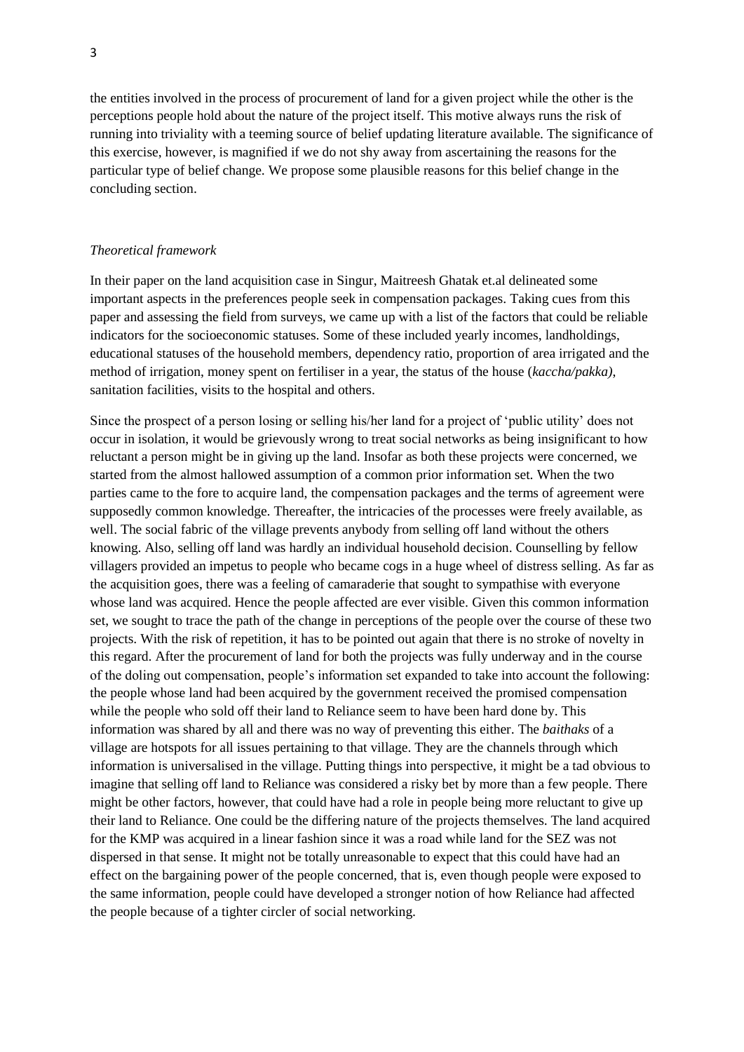the entities involved in the process of procurement of land for a given project while the other is the perceptions people hold about the nature of the project itself. This motive always runs the risk of running into triviality with a teeming source of belief updating literature available. The significance of this exercise, however, is magnified if we do not shy away from ascertaining the reasons for the particular type of belief change. We propose some plausible reasons for this belief change in the concluding section.

*Theoretical framework*

In their paper on the land acquisition case in Singur, Maitreesh Ghatak et.al delineated some important aspects in the preferences people seek in compensation packages. Taking cues from this paper and assessing the field from surveys, we came up with a list of the factors that could be reliable indicators for the socioeconomic statuses. Some of these included yearly incomes, landholdings, educational statuses of the household members, dependency ratio, proportion of area irrigated and the method of irrigation, money spent on fertiliser in a year, the status of the house (*kaccha/pakka)*, sanitation facilities, visits to the hospital and others.

Since the prospect of a person losing or selling his/her land for a project of 'public utility' does not occur in isolation, it would be grievously wrong to treat social networks as being insignificant to how reluctant a person might be in giving up the land. Insofar as both these projects were concerned, we started from the almost hallowed assumption of a common prior information set. When the two parties came to the fore to acquire land, the compensation packages and the terms of agreement were supposedly common knowledge. Thereafter, the intricacies of the processes were freely available, as well. The social fabric of the village prevents anybody from selling off land without the others knowing. Also, selling off land was hardly an individual household decision. Counselling by fellow villagers provided an impetus to people who became cogs in a huge wheel of distress selling. As far as the acquisition goes, there was a feeling of camaraderie that sought to sympathise with everyone whose land was acquired. Hence the people affected are ever visible. Given this common information set, we sought to trace the path of the change in perceptions of the people over the course of these two projects. With the risk of repetition, it has to be pointed out again that there is no stroke of novelty in this regard. After the procurement of land for both the projects was fully underway and in the course of the doling out compensation, people's information set expanded to take into account the following: the people whose land had been acquired by the government received the promised compensation while the people who sold off their land to Reliance seem to have been hard done by. This information was shared by all and there was no way of preventing this either. The *baithaks* of a village are hotspots for all issues pertaining to that village. They are the channels through which information is universalised in the village. Putting things into perspective, it might be a tad obvious to imagine that selling off land to Reliance was considered a risky bet by more than a few people. There might be other factors, however, that could have had a role in people being more reluctant to give up their land to Reliance. One could be the differing nature of the projects themselves. The land acquired for the KMP was acquired in a linear fashion since it was a road while land for the SEZ was not dispersed in that sense. It might not be totally unreasonable to expect that this could have had an effect on the bargaining power of the people concerned, that is, even though people were exposed to the same information, people could have developed a stronger notion of how Reliance had affected the people because of a tighter circler of social networking.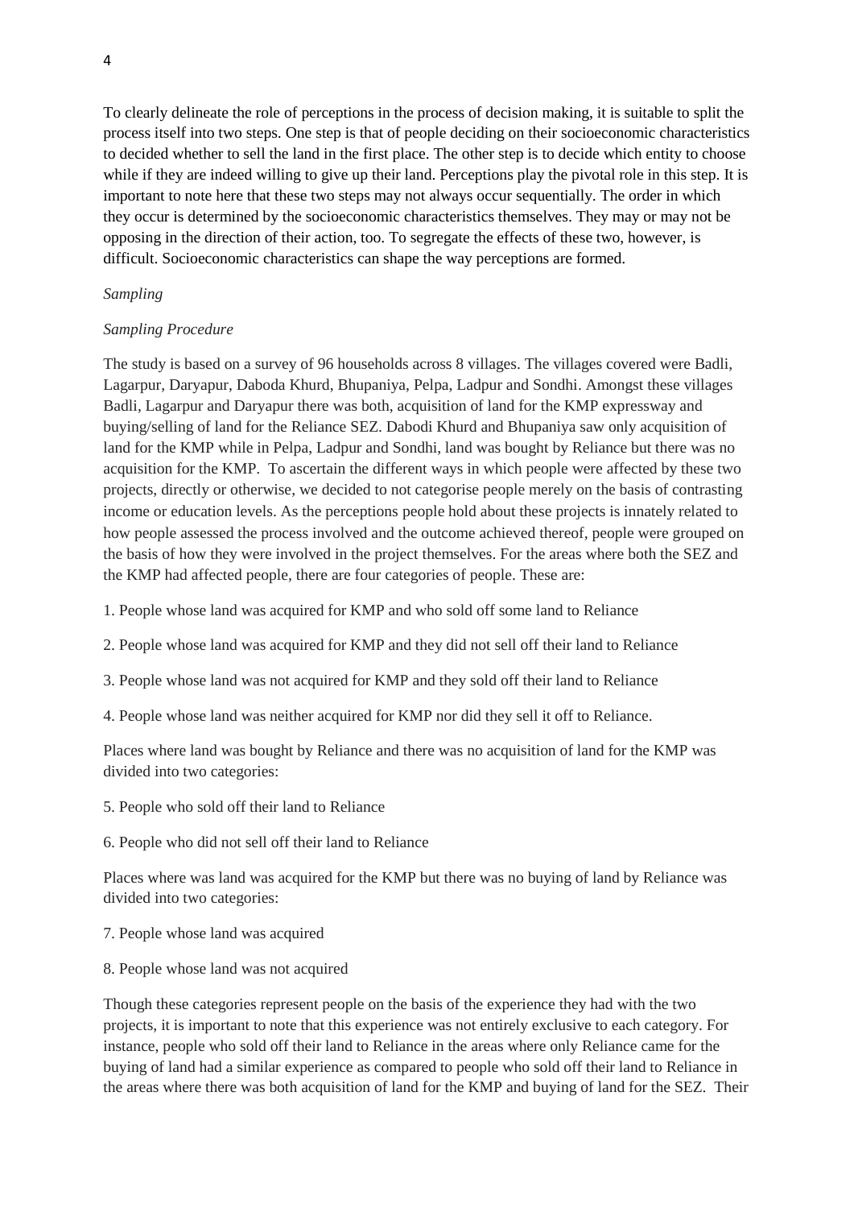To clearly delineate the role of perceptions in the process of decision making, it is suitable to split the process itself into two steps. One step is that of people deciding on their socioeconomic characteristics to decided whether to sell the land in the first place. The other step is to decide which entity to choose while if they are indeed willing to give up their land. Perceptions play the pivotal role in this step. It is important to note here that these two steps may not always occur sequentially. The order in which they occur is determined by the socioeconomic characteristics themselves. They may or may not be opposing in the direction of their action, too. To segregate the effects of these two, however, is difficult. Socioeconomic characteristics can shape the way perceptions are formed.

*Sampling*

*Sampling Procedure*

The study is based on a survey of 96 households across 8 villages. The villages covered were Badli, Lagarpur, Daryapur, Daboda Khurd, Bhupaniya, Pelpa, Ladpur and Sondhi. Amongst these villages Badli, Lagarpur and Daryapur there was both, acquisition of land for the KMP expressway and buying/selling of land for the Reliance SEZ. Dabodi Khurd and Bhupaniya saw only acquisition of land for the KMP while in Pelpa, Ladpur and Sondhi, land was bought by Reliance but there was no acquisition for the KMP. To ascertain the different ways in which people were affected by these two projects, directly or otherwise, we decided to not categorise people merely on the basis of contrasting income or education levels. As the perceptions people hold about these projects is innately related to how people assessed the process involved and the outcome achieved thereof, people were grouped on the basis of how they were involved in the project themselves. For the areas where both the SEZ and the KMP had affected people, there are four categories of people. These are:

1. People whose land was acquired for KMP and who sold off some land to Reliance

2. People whose land was acquired for KMP and they did not sell off their land to Reliance

3. People whose land was not acquired for KMP and they sold off their land to Reliance

4. People whose land was neither acquired for KMP nor did they sell it off to Reliance.

Places where land was bought by Reliance and there was no acquisition of land for the KMP was divided into two categories:

5. People who sold off their land to Reliance

6. People who did not sell off their land to Reliance

Places where was land was acquired for the KMP but there was no buying of land by Reliance was divided into two categories:

7. People whose land was acquired

8. People whose land was not acquired

Though these categories represent people on the basis of the experience they had with the two projects, it is important to note that this experience was not entirely exclusive to each category. For instance, people who sold off their land to Reliance in the areas where only Reliance came for the buying of land had a similar experience as compared to people who sold off their land to Reliance in the areas where there was both acquisition of land for the KMP and buying of land for the SEZ. Their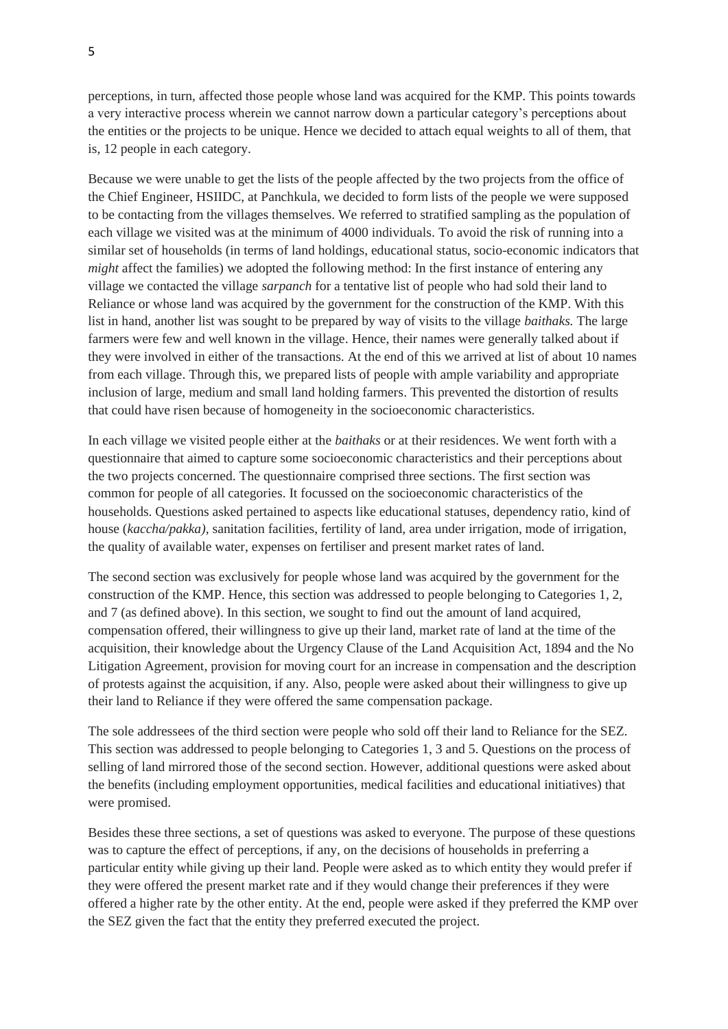perceptions, in turn, affected those people whose land was acquired for the KMP. This points towards a very interactive process wherein we cannot narrow down a particular category's perceptions about the entities or the projects to be unique. Hence we decided to attach equal weights to all of them, that is, 12 people in each category.

Because we were unable to get the lists of the people affected by the two projects from the office of the Chief Engineer, HSIIDC, at Panchkula, we decided to form lists of the people we were supposed to be contacting from the villages themselves. We referred to stratified sampling as the population of each village we visited was at the minimum of 4000 individuals. To avoid the risk of running into a similar set of households (in terms of land holdings, educational status, socio-economic indicators that *might* affect the families) we adopted the following method: In the first instance of entering any village we contacted the village *sarpanch* for a tentative list of people who had sold their land to Reliance or whose land was acquired by the government for the construction of the KMP. With this list in hand, another list was sought to be prepared by way of visits to the village *baithaks.* The large farmers were few and well known in the village. Hence, their names were generally talked about if they were involved in either of the transactions. At the end of this we arrived at list of about 10 names from each village. Through this, we prepared lists of people with ample variability and appropriate inclusion of large, medium and small land holding farmers. This prevented the distortion of results that could have risen because of homogeneity in the socioeconomic characteristics.

In each village we visited people either at the *baithaks* or at their residences. We went forth with a questionnaire that aimed to capture some socioeconomic characteristics and their perceptions about the two projects concerned. The questionnaire comprised three sections. The first section was common for people of all categories. It focussed on the socioeconomic characteristics of the households. Questions asked pertained to aspects like educational statuses, dependency ratio, kind of house (*kaccha/pakka)*, sanitation facilities, fertility of land, area under irrigation, mode of irrigation, the quality of available water, expenses on fertiliser and present market rates of land.

The second section was exclusively for people whose land was acquired by the government for the construction of the KMP. Hence, this section was addressed to people belonging to Categories 1, 2, and 7 (as defined above). In this section, we sought to find out the amount of land acquired, compensation offered, their willingness to give up their land, market rate of land at the time of the acquisition, their knowledge about the Urgency Clause of the Land Acquisition Act, 1894 and the No Litigation Agreement, provision for moving court for an increase in compensation and the description of protests against the acquisition, if any. Also, people were asked about their willingness to give up their land to Reliance if they were offered the same compensation package.

The sole addressees of the third section were people who sold off their land to Reliance for the SEZ. This section was addressed to people belonging to Categories 1, 3 and 5. Questions on the process of selling of land mirrored those of the second section. However, additional questions were asked about the benefits (including employment opportunities, medical facilities and educational initiatives) that were promised.

Besides these three sections, a set of questions was asked to everyone. The purpose of these questions was to capture the effect of perceptions, if any, on the decisions of households in preferring a particular entity while giving up their land. People were asked as to which entity they would prefer if they were offered the present market rate and if they would change their preferences if they were offered a higher rate by the other entity. At the end, people were asked if they preferred the KMP over the SEZ given the fact that the entity they preferred executed the project.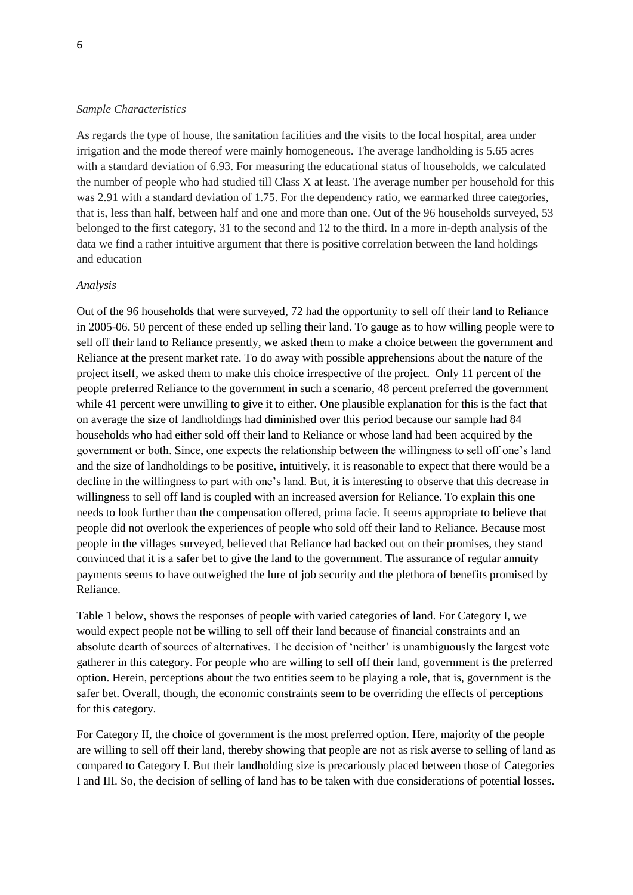*Sample Characteristics*

As regards the type of house, the sanitation facilities and the visits to the local hospital, area under irrigation and the mode thereof were mainly homogeneous. The average landholding is 5.65 acres with a standard deviation of 6.93. For measuring the educational status of households, we calculated the number of people who had studied till Class X at least. The average number per household for this was 2.91 with a standard deviation of 1.75. For the dependency ratio, we earmarked three categories, that is, less than half, between half and one and more than one. Out of the 96 households surveyed, 53 belonged to the first category, 31 to the second and 12 to the third. In a more in-depth analysis of the data we find a rather intuitive argument that there is positive correlation between the land holdings and education

*Analysis*

Out of the 96 households that were surveyed, 72 had the opportunity to sell off their land to Reliance in 2005-06. 50 percent of these ended up selling their land. To gauge as to how willing people were to sell off their land to Reliance presently, we asked them to make a choice between the government and Reliance at the present market rate. To do away with possible apprehensions about the nature of the project itself, we asked them to make this choice irrespective of the project. Only 11 percent of the people preferred Reliance to the government in such a scenario, 48 percent preferred the government while 41 percent were unwilling to give it to either. One plausible explanation for this is the fact that on average the size of landholdings had diminished over this period because our sample had 84 households who had either sold off their land to Reliance or whose land had been acquired by the government or both. Since, one expects the relationship between the willingness to sell off one's land and the size of landholdings to be positive, intuitively, it is reasonable to expect that there would be a decline in the willingness to part with one's land. But, it is interesting to observe that this decrease in willingness to sell off land is coupled with an increased aversion for Reliance. To explain this one needs to look further than the compensation offered, prima facie. It seems appropriate to believe that people did not overlook the experiences of people who sold off their land to Reliance. Because most people in the villages surveyed, believed that Reliance had backed out on their promises, they stand convinced that it is a safer bet to give the land to the government. The assurance of regular annuity payments seems to have outweighed the lure of job security and the plethora of benefits promised by Reliance.

Table 1 below, shows the responses of people with varied categories of land. For Category I, we would expect people not be willing to sell off their land because of financial constraints and an absolute dearth of sources of alternatives. The decision of 'neither' is unambiguously the largest vote gatherer in this category. For people who are willing to sell off their land, government is the preferred option. Herein, perceptions about the two entities seem to be playing a role, that is, government is the safer bet. Overall, though, the economic constraints seem to be overriding the effects of perceptions for this category.

For Category II, the choice of government is the most preferred option. Here, majority of the people are willing to sell off their land, thereby showing that people are not as risk averse to selling of land as compared to Category I. But their landholding size is precariously placed between those of Categories I and III. So, the decision of selling of land has to be taken with due considerations of potential losses.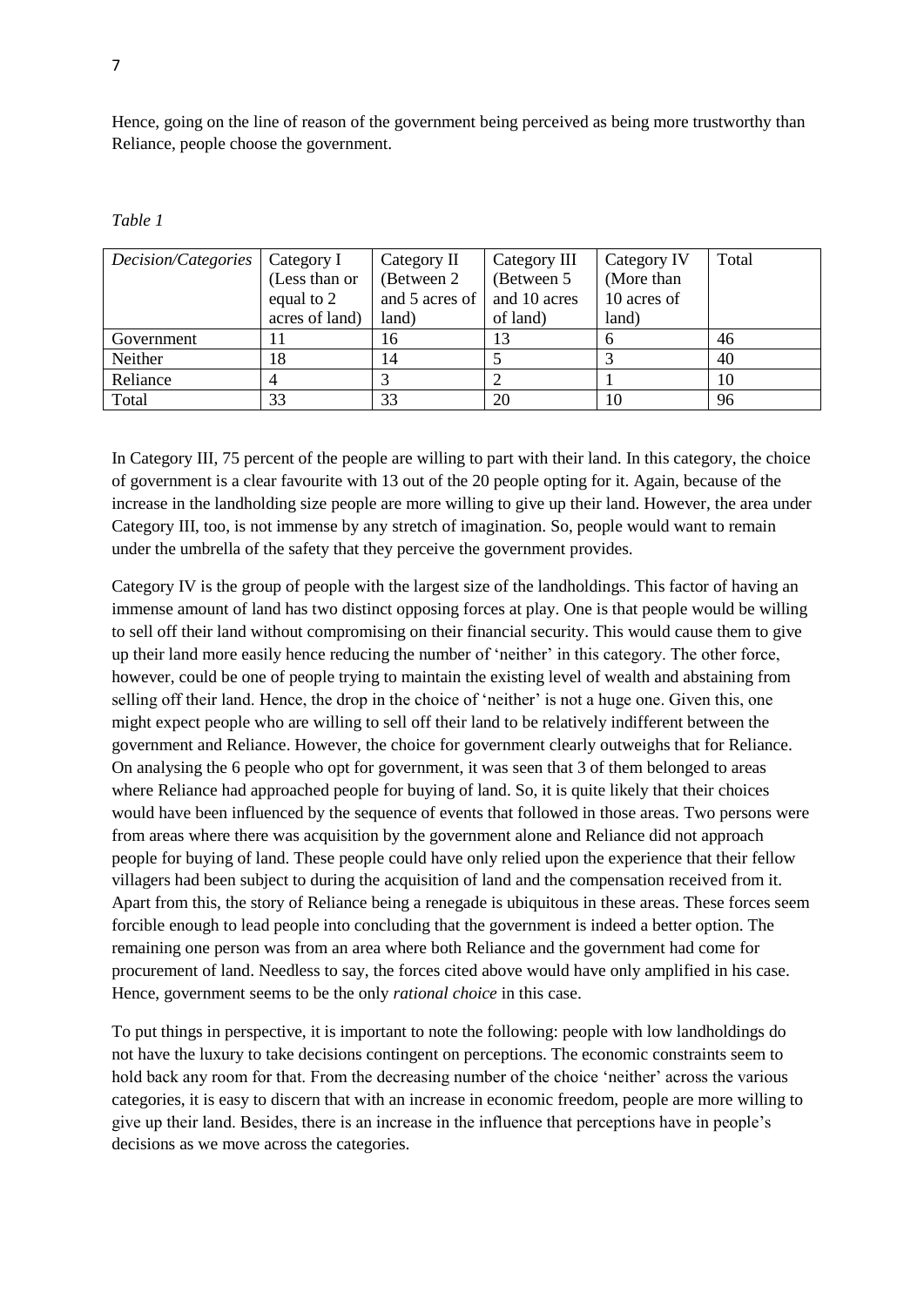Hence, going on the line of reason of the government being perceived as being more trustworthy than Reliance, people choose the government.

*Table 1*

| *Decision/Categories* | Category I (Less than or equal to 2 acres of land) | Category II (Between 2 and 5 acres of land) | Category III (Between 5 and 10 acres of land) | Category IV (More than 10 acres of land) | Total |
|---|---|---|---|---|---|
| Government | 11 | 16 | 13 | 6 | 46 |
| Neither | 18 | 14 | 5 | 3 | 40 |
| Reliance | 4 | 3 | 2 | 1 | 10 |
| Total | 33 | 33 | 20 | 10 | 96 |

In Category III, 75 percent of the people are willing to part with their land. In this category, the choice of government is a clear favourite with 13 out of the 20 people opting for it. Again, because of the increase in the landholding size people are more willing to give up their land. However, the area under Category III, too, is not immense by any stretch of imagination. So, people would want to remain under the umbrella of the safety that they perceive the government provides.

Category IV is the group of people with the largest size of the landholdings. This factor of having an immense amount of land has two distinct opposing forces at play. One is that people would be willing to sell off their land without compromising on their financial security. This would cause them to give up their land more easily hence reducing the number of 'neither' in this category. The other force, however, could be one of people trying to maintain the existing level of wealth and abstaining from selling off their land. Hence, the drop in the choice of 'neither' is not a huge one. Given this, one might expect people who are willing to sell off their land to be relatively indifferent between the government and Reliance. However, the choice for government clearly outweighs that for Reliance. On analysing the 6 people who opt for government, it was seen that 3 of them belonged to areas where Reliance had approached people for buying of land. So, it is quite likely that their choices would have been influenced by the sequence of events that followed in those areas. Two persons were from areas where there was acquisition by the government alone and Reliance did not approach people for buying of land. These people could have only relied upon the experience that their fellow villagers had been subject to during the acquisition of land and the compensation received from it. Apart from this, the story of Reliance being a renegade is ubiquitous in these areas. These forces seem forcible enough to lead people into concluding that the government is indeed a better option. The remaining one person was from an area where both Reliance and the government had come for procurement of land. Needless to say, the forces cited above would have only amplified in his case. Hence, government seems to be the only *rational choice* in this case.

To put things in perspective, it is important to note the following: people with low landholdings do not have the luxury to take decisions contingent on perceptions. The economic constraints seem to hold back any room for that. From the decreasing number of the choice 'neither' across the various categories, it is easy to discern that with an increase in economic freedom, people are more willing to give up their land. Besides, there is an increase in the influence that perceptions have in people's decisions as we move across the categories.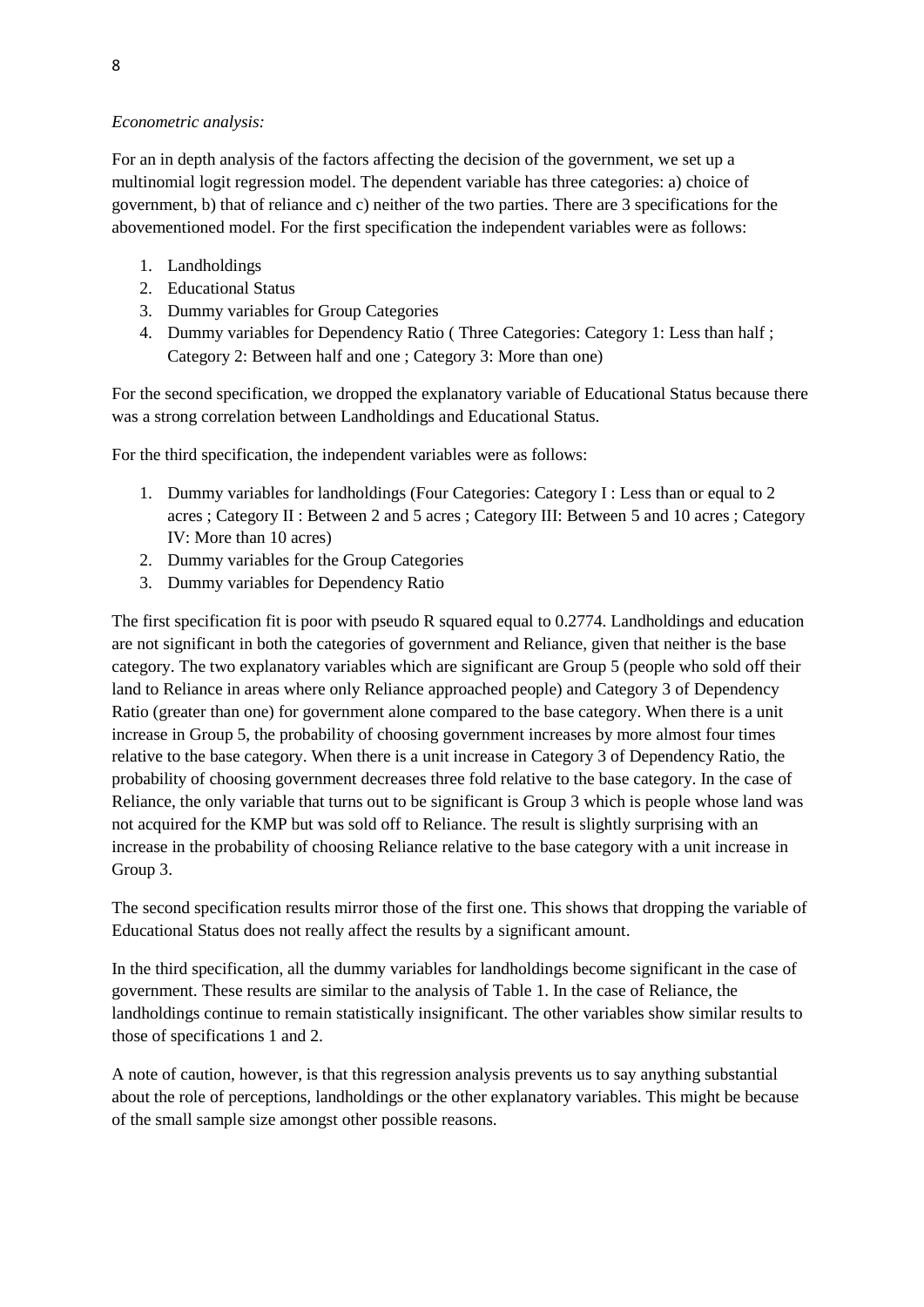*Econometric analysis:*

For an in depth analysis of the factors affecting the decision of the government, we set up a multinomial logit regression model. The dependent variable has three categories: a) choice of government, b) that of reliance and c) neither of the two parties. There are 3 specifications for the abovementioned model. For the first specification the independent variables were as follows:

1. Landholdings
2. Educational Status
3. Dummy variables for Group Categories
4. Dummy variables for Dependency Ratio ( Three Categories: Category 1: Less than half ; Category 2: Between half and one ; Category 3: More than one)

For the second specification, we dropped the explanatory variable of Educational Status because there was a strong correlation between Landholdings and Educational Status.

For the third specification, the independent variables were as follows:

1. Dummy variables for landholdings (Four Categories: Category I : Less than or equal to 2 acres ; Category II : Between 2 and 5 acres ; Category III: Between 5 and 10 acres ; Category IV: More than 10 acres)
2. Dummy variables for the Group Categories
3. Dummy variables for Dependency Ratio

The first specification fit is poor with pseudo R squared equal to 0.2774. Landholdings and education are not significant in both the categories of government and Reliance, given that neither is the base category. The two explanatory variables which are significant are Group 5 (people who sold off their land to Reliance in areas where only Reliance approached people) and Category 3 of Dependency Ratio (greater than one) for government alone compared to the base category. When there is a unit increase in Group 5, the probability of choosing government increases by more almost four times relative to the base category. When there is a unit increase in Category 3 of Dependency Ratio, the probability of choosing government decreases three fold relative to the base category. In the case of Reliance, the only variable that turns out to be significant is Group 3 which is people whose land was not acquired for the KMP but was sold off to Reliance. The result is slightly surprising with an increase in the probability of choosing Reliance relative to the base category with a unit increase in Group 3.

The second specification results mirror those of the first one. This shows that dropping the variable of Educational Status does not really affect the results by a significant amount.

In the third specification, all the dummy variables for landholdings become significant in the case of government. These results are similar to the analysis of Table 1. In the case of Reliance, the landholdings continue to remain statistically insignificant. The other variables show similar results to those of specifications 1 and 2.

A note of caution, however, is that this regression analysis prevents us to say anything substantial about the role of perceptions, landholdings or the other explanatory variables. This might be because of the small sample size amongst other possible reasons.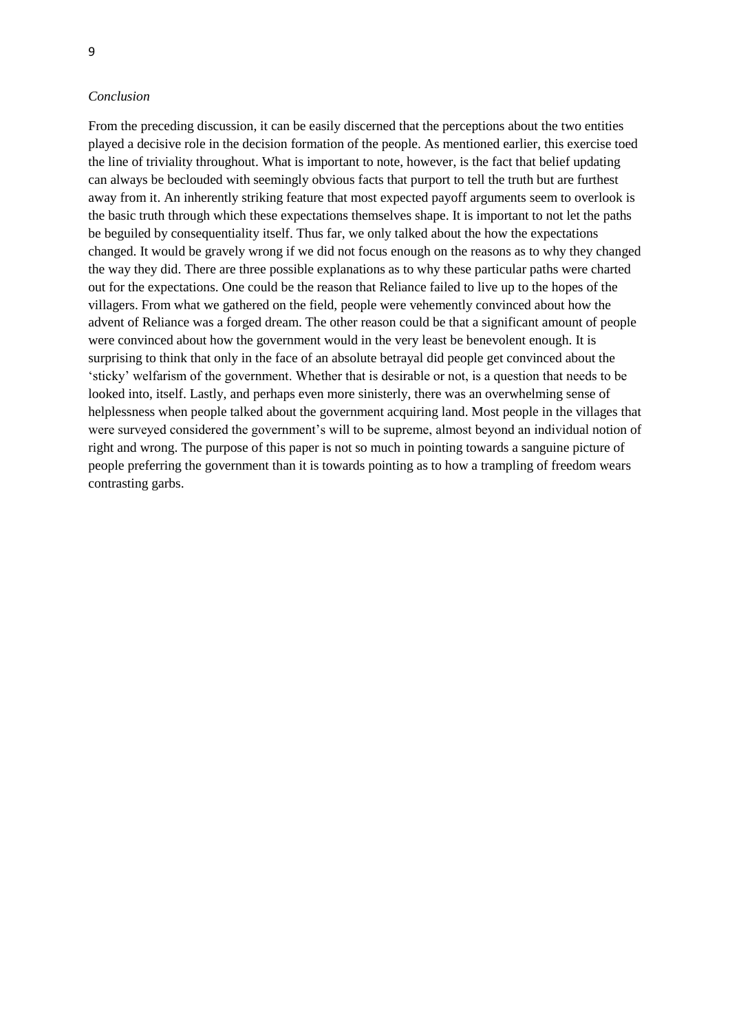*Conclusion*

From the preceding discussion, it can be easily discerned that the perceptions about the two entities played a decisive role in the decision formation of the people. As mentioned earlier, this exercise toed the line of triviality throughout. What is important to note, however, is the fact that belief updating can always be beclouded with seemingly obvious facts that purport to tell the truth but are furthest away from it. An inherently striking feature that most expected payoff arguments seem to overlook is the basic truth through which these expectations themselves shape. It is important to not let the paths be beguiled by consequentiality itself. Thus far, we only talked about the how the expectations changed. It would be gravely wrong if we did not focus enough on the reasons as to why they changed the way they did. There are three possible explanations as to why these particular paths were charted out for the expectations. One could be the reason that Reliance failed to live up to the hopes of the villagers. From what we gathered on the field, people were vehemently convinced about how the advent of Reliance was a forged dream. The other reason could be that a significant amount of people were convinced about how the government would in the very least be benevolent enough. It is surprising to think that only in the face of an absolute betrayal did people get convinced about the 'sticky' welfarism of the government. Whether that is desirable or not, is a question that needs to be looked into, itself. Lastly, and perhaps even more sinisterly, there was an overwhelming sense of helplessness when people talked about the government acquiring land. Most people in the villages that were surveyed considered the government's will to be supreme, almost beyond an individual notion of right and wrong. The purpose of this paper is not so much in pointing towards a sanguine picture of people preferring the government than it is towards pointing as to how a trampling of freedom wears contrasting garbs.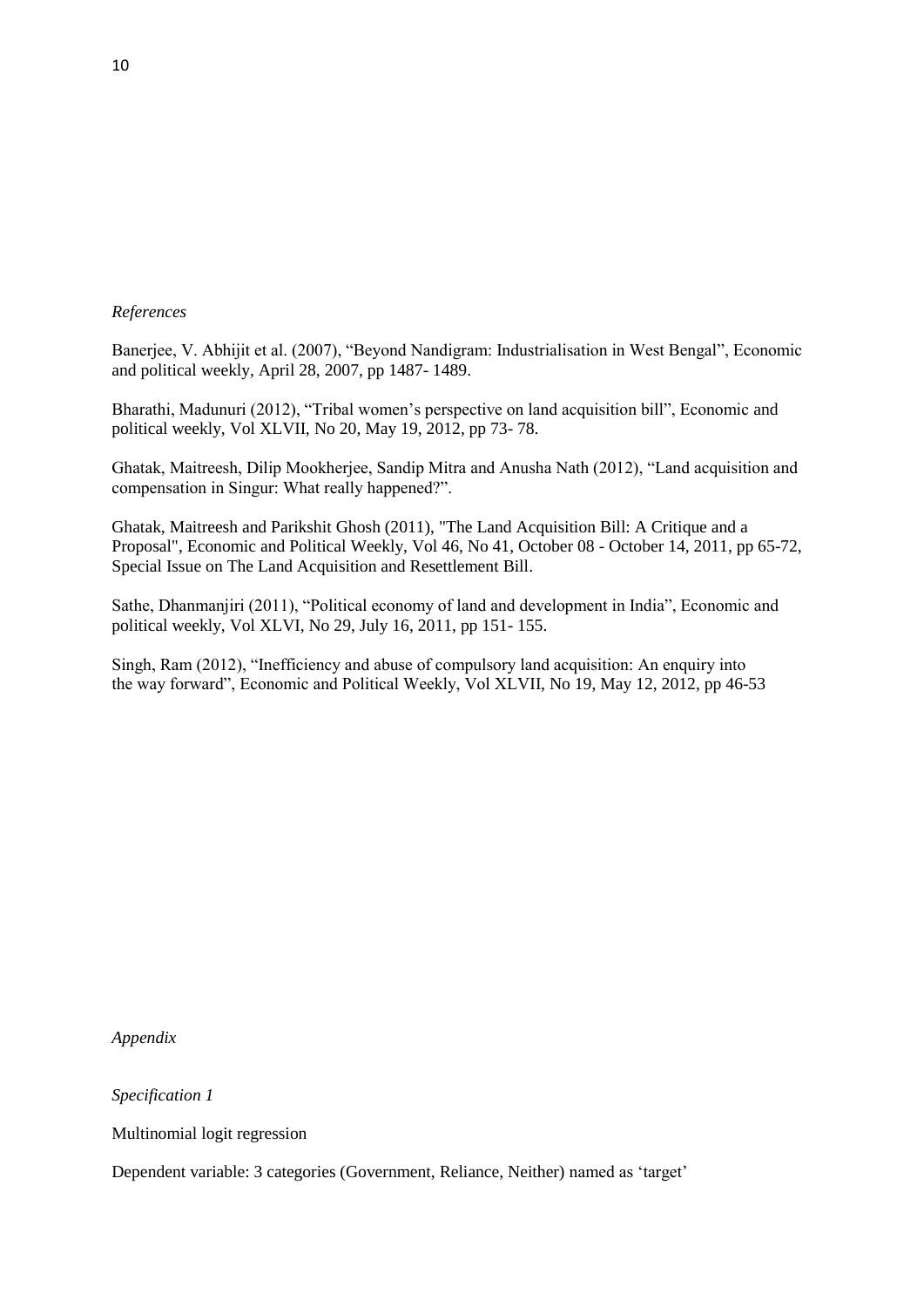*References*

Banerjee, V. Abhijit et al. (2007), “Beyond Nandigram: Industrialisation in West Bengal”, Economic and political weekly, April 28, 2007, pp 1487- 1489.

Bharathi, Madunuri (2012), “Tribal women’s perspective on land acquisition bill”, Economic and political weekly, Vol XLVII, No 20, May 19, 2012, pp 73- 78.

Ghatak, Maitreesh, Dilip Mookherjee, Sandip Mitra and Anusha Nath (2012), “Land acquisition and compensation in Singur: What really happened?”.

Ghatak, Maitreesh and Parikshit Ghosh (2011), "The Land Acquisition Bill: A Critique and a Proposal", Economic and Political Weekly, Vol 46, No 41, October 08 - October 14, 2011, pp 65-72, Special Issue on The Land Acquisition and Resettlement Bill.

Sathe, Dhanmanjiri (2011), “Political economy of land and development in India”, Economic and political weekly, Vol XLVI, No 29, July 16, 2011, pp 151- 155.

Singh, Ram (2012), “Inefficiency and abuse of compulsory land acquisition: An enquiry into the way forward”, Economic and Political Weekly, Vol XLVII, No 19, May 12, 2012, pp 46-53

*Appendix*

*Specification 1*

Multinomial logit regression

Dependent variable: 3 categories (Government, Reliance, Neither) named as ‘target’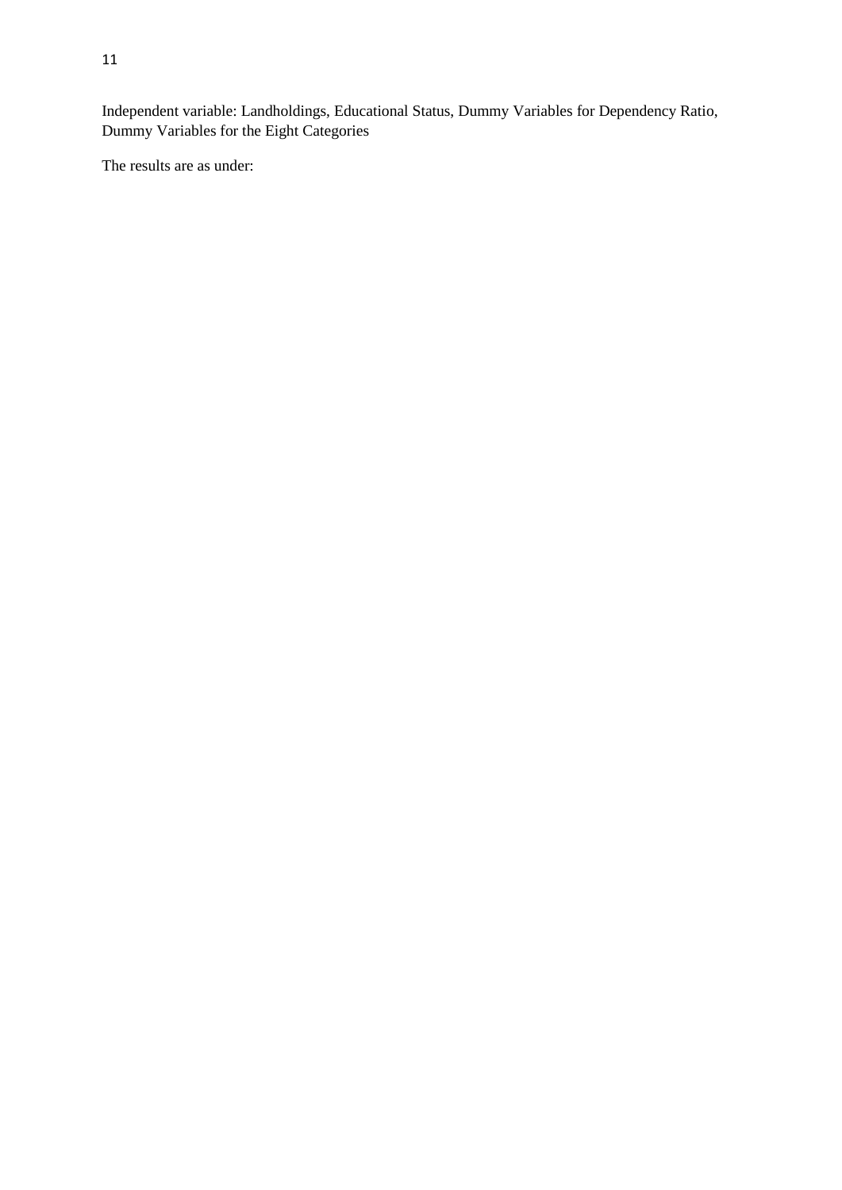Independent variable: Landholdings, Educational Status, Dummy Variables for Dependency Ratio, Dummy Variables for the Eight Categories

The results are as under: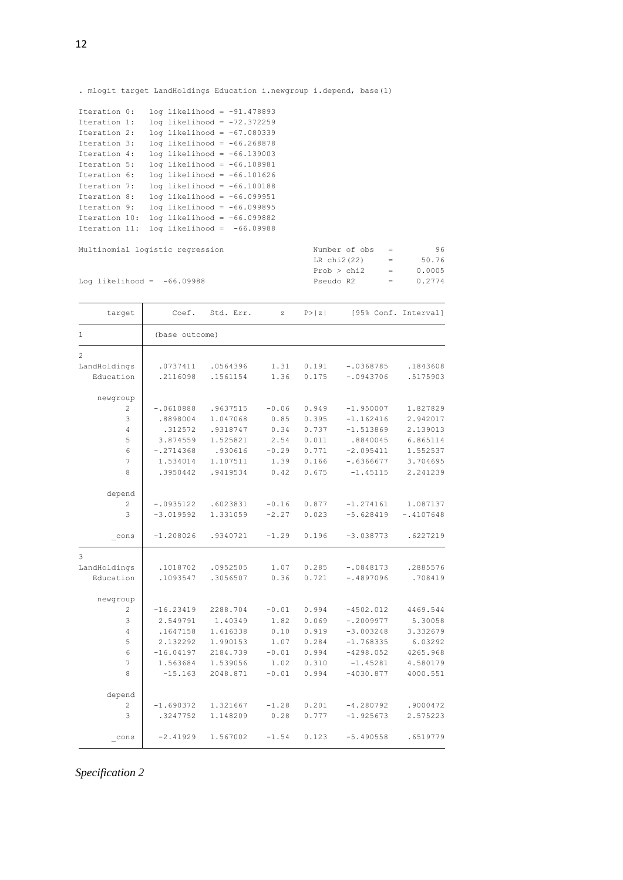```
. mlogit target LandHoldings Education i.newgroup i.depend, base(1)

Iteration 0:   log likelihood = -91.478893
Iteration 1:   log likelihood = -72.372259
Iteration 2:   log likelihood = -67.080339
Iteration 3:   log likelihood = -66.268878
Iteration 4:   log likelihood = -66.139003
Iteration 5:   log likelihood = -66.108981
Iteration 6:   log likelihood = -66.101626
Iteration 7:   log likelihood = -66.100188
Iteration 8:   log likelihood = -66.099951
Iteration 9:   log likelihood = -66.099895
Iteration 10:  log likelihood = -66.099882
Iteration 11:  log likelihood =  -66.09988

Multinomial logistic regression                 Number of obs   =         96
                                                LR chi2(22)     =      50.76
                                                Prob > chi2     =     0.0005
Log likelihood =  -66.09988                     Pseudo R2       =     0.2774
```

| target | Coef. | Std. Err. | z | P>\|z\| | [95% Conf. Interval] | |
|---|---|---|---|---|---|---|
| 1 | (base outcome) | | | | | |
| 2 | | | | | | |
| LandHoldings | .0737411 | .0564396 | 1.31 | 0.191 | -.0368785 | .1843608 |
| Education | .2116098 | .1561154 | 1.36 | 0.175 | -.0943706 | .5175903 |
| newgroup | | | | | | |
| 2 | -.0610888 | .9637515 | -0.06 | 0.949 | -1.950007 | 1.827829 |
| 3 | .8898004 | 1.047068 | 0.85 | 0.395 | -1.162416 | 2.942017 |
| 4 | .312572 | .9318747 | 0.34 | 0.737 | -1.513869 | 2.139013 |
| 5 | 3.874559 | 1.525821 | 2.54 | 0.011 | .8840045 | 6.865114 |
| 6 | -.2714368 | .930616 | -0.29 | 0.771 | -2.095411 | 1.552537 |
| 7 | 1.534014 | 1.107511 | 1.39 | 0.166 | -.6366677 | 3.704695 |
| 8 | .3950442 | .9419534 | 0.42 | 0.675 | -1.45115 | 2.241239 |
| depend | | | | | | |
| 2 | -.0935122 | .6023831 | -0.16 | 0.877 | -1.274161 | 1.087137 |
| 3 | -3.019592 | 1.331059 | -2.27 | 0.023 | -5.628419 | -.4107648 |
| _cons | -1.208026 | .9340721 | -1.29 | 0.196 | -3.038773 | .6227219 |
| 3 | | | | | | |
| LandHoldings | .1018702 | .0952505 | 1.07 | 0.285 | -.0848173 | .2885576 |
| Education | .1093547 | .3056507 | 0.36 | 0.721 | -.4897096 | .708419 |
| newgroup | | | | | | |
| 2 | -16.23419 | 2288.704 | -0.01 | 0.994 | -4502.012 | 4469.544 |
| 3 | 2.549791 | 1.40349 | 1.82 | 0.069 | -.2009977 | 5.30058 |
| 4 | .1647158 | 1.616338 | 0.10 | 0.919 | -3.003248 | 3.332679 |
| 5 | 2.132292 | 1.990153 | 1.07 | 0.284 | -1.768335 | 6.03292 |
| 6 | -16.04197 | 2184.739 | -0.01 | 0.994 | -4298.052 | 4265.968 |
| 7 | 1.563684 | 1.539056 | 1.02 | 0.310 | -1.45281 | 4.580179 |
| 8 | -15.163 | 2048.871 | -0.01 | 0.994 | -4030.877 | 4000.551 |
| depend | | | | | | |
| 2 | -1.690372 | 1.321667 | -1.28 | 0.201 | -4.280792 | .9000472 |
| 3 | .3247752 | 1.148209 | 0.28 | 0.777 | -1.925673 | 2.575223 |
| _cons | -2.41929 | 1.567002 | -1.54 | 0.123 | -5.490558 | .6519779 |

*Specification 2*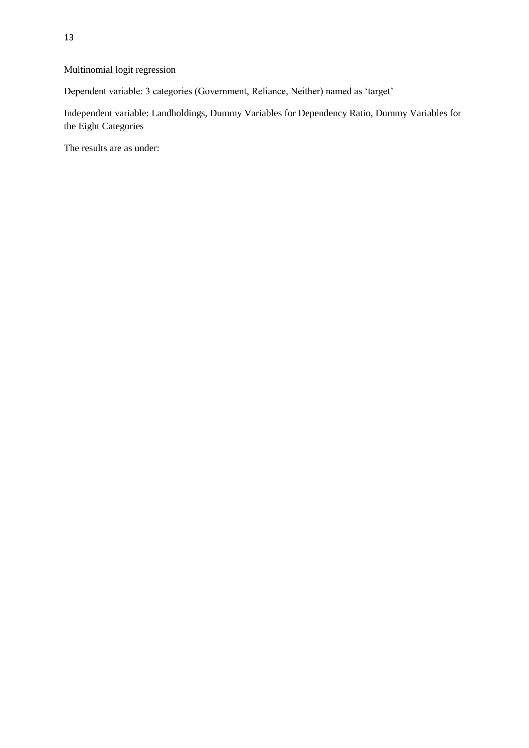Multinomial logit regression

Dependent variable: 3 categories (Government, Reliance, Neither) named as ‘target’

Independent variable: Landholdings, Dummy Variables for Dependency Ratio, Dummy Variables for the Eight Categories

The results are as under: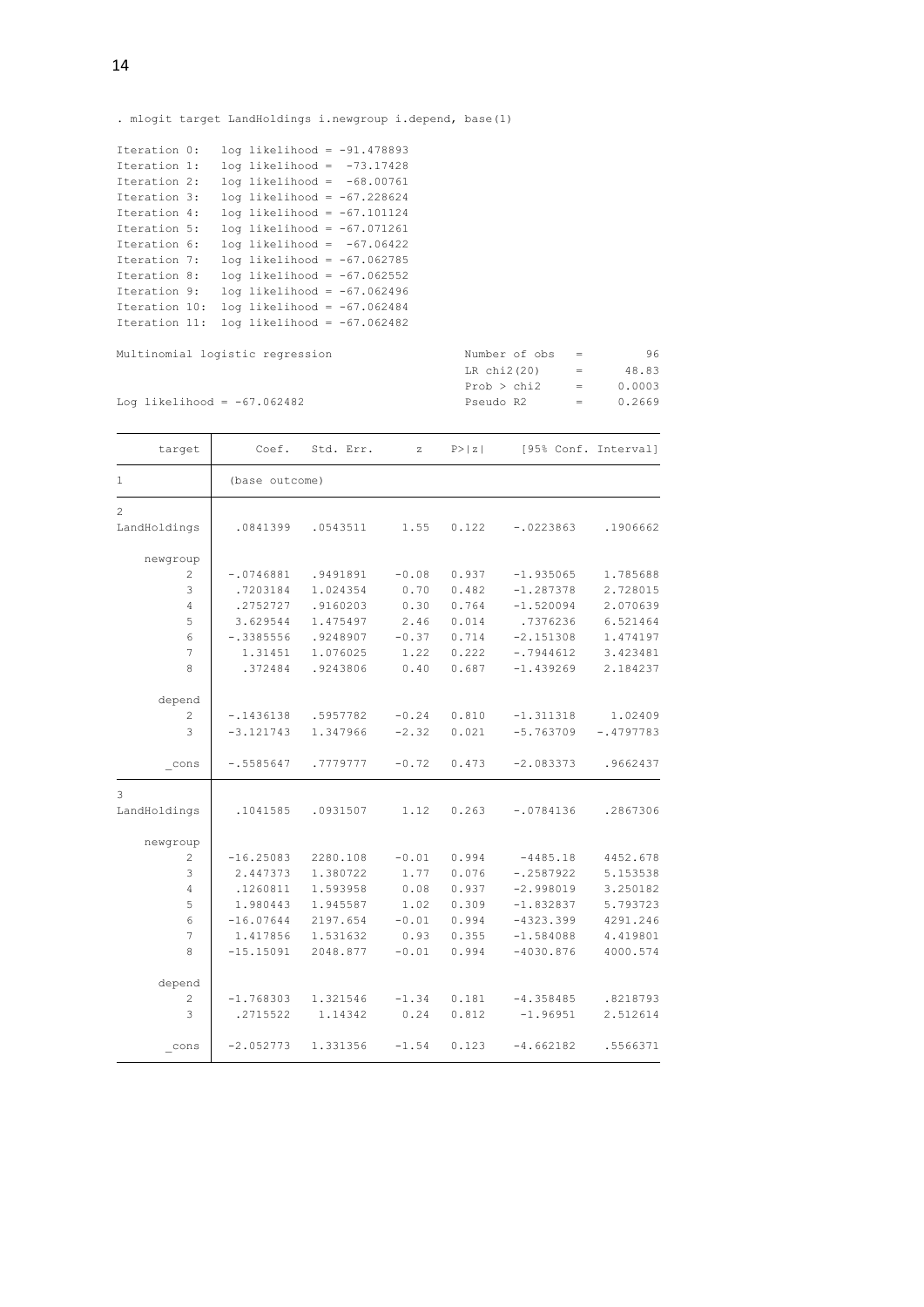```
. mlogit target LandHoldings i.newgroup i.depend, base(1)

Iteration 0:   log likelihood = -91.478893
Iteration 1:   log likelihood =  -73.17428
Iteration 2:   log likelihood =  -68.00761
Iteration 3:   log likelihood = -67.228624
Iteration 4:   log likelihood = -67.101124
Iteration 5:   log likelihood = -67.071261
Iteration 6:   log likelihood =  -67.06422
Iteration 7:   log likelihood = -67.062785
Iteration 8:   log likelihood = -67.062552
Iteration 9:   log likelihood = -67.062496
Iteration 10:  log likelihood = -67.062484
Iteration 11:  log likelihood = -67.062482

Multinomial logistic regression                 Number of obs   =         96
                                                LR chi2(20)     =      48.83
                                                Prob > chi2     =     0.0003
Log likelihood = -67.062482                     Pseudo R2       =     0.2669
```

| target | Coef. | Std. Err. | z | P>\|z\| | [95% Conf. Interval] | |
|---|---|---|---|---|---|---|
| 1 | (base outcome) | | | | | |
| 2 | | | | | | |
| LandHoldings | .0841399 | .0543511 | 1.55 | 0.122 | -.0223863 | .1906662 |
| newgroup | | | | | | |
| 2 | -.0746881 | .9491891 | -0.08 | 0.937 | -1.935065 | 1.785688 |
| 3 | .7203184 | 1.024354 | 0.70 | 0.482 | -1.287378 | 2.728015 |
| 4 | .2752727 | .9160203 | 0.30 | 0.764 | -1.520094 | 2.070639 |
| 5 | 3.629544 | 1.475497 | 2.46 | 0.014 | .7376236 | 6.521464 |
| 6 | -.3385556 | .9248907 | -0.37 | 0.714 | -2.151308 | 1.474197 |
| 7 | 1.31451 | 1.076025 | 1.22 | 0.222 | -.7944612 | 3.423481 |
| 8 | .372484 | .9243806 | 0.40 | 0.687 | -1.439269 | 2.184237 |
| depend | | | | | | |
| 2 | -.1436138 | .5957782 | -0.24 | 0.810 | -1.311318 | 1.02409 |
| 3 | -3.121743 | 1.347966 | -2.32 | 0.021 | -5.763709 | -.4797783 |
| _cons | -.5585647 | .7779777 | -0.72 | 0.473 | -2.083373 | .9662437 |
| 3 | | | | | | |
| LandHoldings | .1041585 | .0931507 | 1.12 | 0.263 | -.0784136 | .2867306 |
| newgroup | | | | | | |
| 2 | -16.25083 | 2280.108 | -0.01 | 0.994 | -4485.18 | 4452.678 |
| 3 | 2.447373 | 1.380722 | 1.77 | 0.076 | -.2587922 | 5.153538 |
| 4 | .1260811 | 1.593958 | 0.08 | 0.937 | -2.998019 | 3.250182 |
| 5 | 1.980443 | 1.945587 | 1.02 | 0.309 | -1.832837 | 5.793723 |
| 6 | -16.07644 | 2197.654 | -0.01 | 0.994 | -4323.399 | 4291.246 |
| 7 | 1.417856 | 1.531632 | 0.93 | 0.355 | -1.584088 | 4.419801 |
| 8 | -15.15091 | 2048.877 | -0.01 | 0.994 | -4030.876 | 4000.574 |
| depend | | | | | | |
| 2 | -1.768303 | 1.321546 | -1.34 | 0.181 | -4.358485 | .8218793 |
| 3 | .2715522 | 1.14342 | 0.24 | 0.812 | -1.96951 | 2.512614 |
| _cons | -2.052773 | 1.331356 | -1.54 | 0.123 | -4.662182 | .5566371 |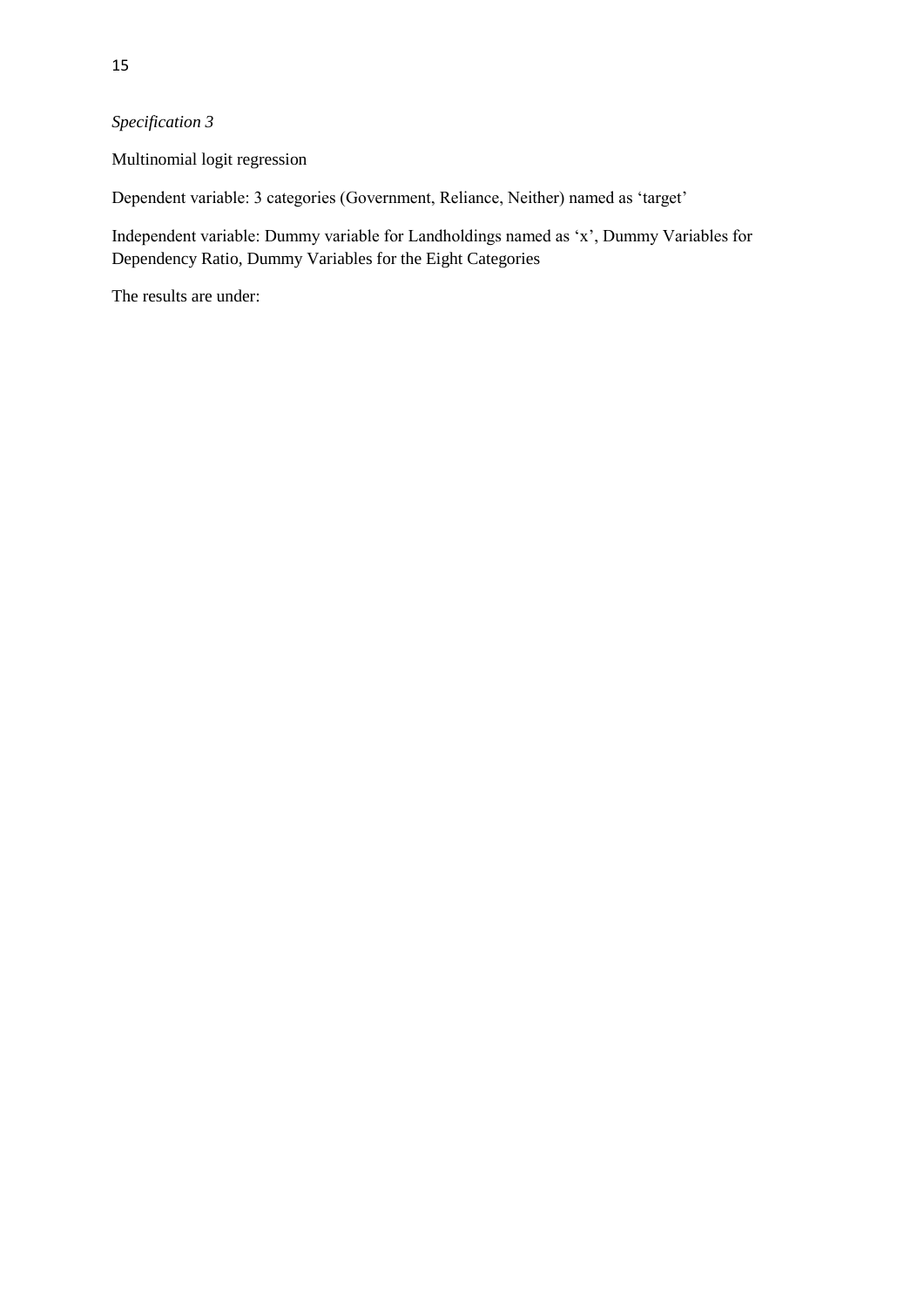*Specification 3*

Multinomial logit regression

Dependent variable: 3 categories (Government, Reliance, Neither) named as 'target'

Independent variable: Dummy variable for Landholdings named as 'x', Dummy Variables for Dependency Ratio, Dummy Variables for the Eight Categories

The results are under: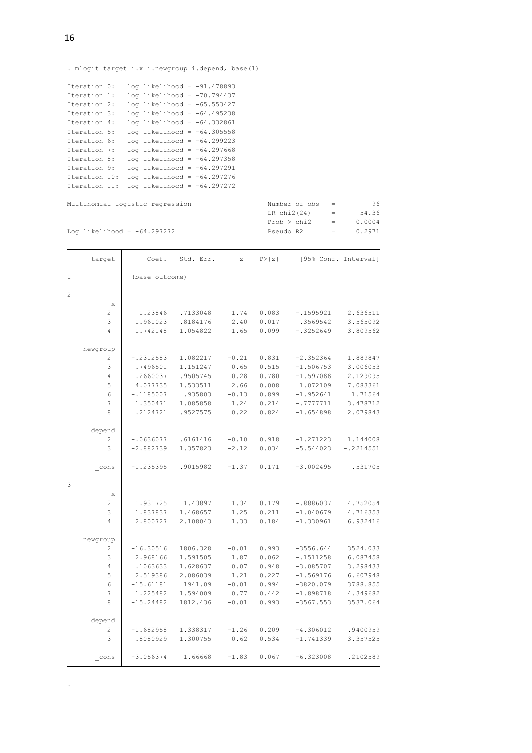```
. mlogit target i.x i.newgroup i.depend, base(1)

Iteration 0:   log likelihood = -91.478893
Iteration 1:   log likelihood = -70.794437
Iteration 2:   log likelihood = -65.553427
Iteration 3:   log likelihood = -64.495238
Iteration 4:   log likelihood = -64.332861
Iteration 5:   log likelihood = -64.305558
Iteration 6:   log likelihood = -64.299223
Iteration 7:   log likelihood = -64.297668
Iteration 8:   log likelihood = -64.297358
Iteration 9:   log likelihood = -64.297291
Iteration 10:  log likelihood = -64.297276
Iteration 11:  log likelihood = -64.297272

Multinomial logistic regression                 Number of obs   =         96
                                                LR chi2(24)     =      54.36
                                                Prob > chi2     =     0.0004
Log likelihood = -64.297272                     Pseudo R2       =     0.2971
```

| target | Coef. | Std. Err. | z | P>\|z\| | [95% Conf. Interval] | |
|---|---|---|---|---|---|---|
| 1 | (base outcome) | | | | | |
| 2 | | | | | | |
| x | | | | | | |
| 2 | 1.23846 | .7133048 | 1.74 | 0.083 | -.1595921 | 2.636511 |
| 3 | 1.961023 | .8184176 | 2.40 | 0.017 | .3569542 | 3.565092 |
| 4 | 1.742148 | 1.054822 | 1.65 | 0.099 | -.3252649 | 3.809562 |
| newgroup | | | | | | |
| 2 | -.2312583 | 1.082217 | -0.21 | 0.831 | -2.352364 | 1.889847 |
| 3 | .7496501 | 1.151247 | 0.65 | 0.515 | -1.506753 | 3.006053 |
| 4 | .2660037 | .9505745 | 0.28 | 0.780 | -1.597088 | 2.129095 |
| 5 | 4.077735 | 1.533511 | 2.66 | 0.008 | 1.072109 | 7.083361 |
| 6 | -.1185007 | .935803 | -0.13 | 0.899 | -1.952641 | 1.71564 |
| 7 | 1.350471 | 1.085858 | 1.24 | 0.214 | -.7777711 | 3.478712 |
| 8 | .2124721 | .9527575 | 0.22 | 0.824 | -1.654898 | 2.079843 |
| depend | | | | | | |
| 2 | -.0636077 | .6161416 | -0.10 | 0.918 | -1.271223 | 1.144008 |
| 3 | -2.882739 | 1.357823 | -2.12 | 0.034 | -5.544023 | -.2214551 |
| _cons | -1.235395 | .9015982 | -1.37 | 0.171 | -3.002495 | .531705 |
| 3 | | | | | | |
| x | | | | | | |
| 2 | 1.931725 | 1.43897 | 1.34 | 0.179 | -.8886037 | 4.752054 |
| 3 | 1.837837 | 1.468657 | 1.25 | 0.211 | -1.040679 | 4.716353 |
| 4 | 2.800727 | 2.108043 | 1.33 | 0.184 | -1.330961 | 6.932416 |
| newgroup | | | | | | |
| 2 | -16.30516 | 1806.328 | -0.01 | 0.993 | -3556.644 | 3524.033 |
| 3 | 2.968166 | 1.591505 | 1.87 | 0.062 | -.1511258 | 6.087458 |
| 4 | .1063633 | 1.628637 | 0.07 | 0.948 | -3.085707 | 3.298433 |
| 5 | 2.519386 | 2.086039 | 1.21 | 0.227 | -1.569176 | 6.607948 |
| 6 | -15.61181 | 1941.09 | -0.01 | 0.994 | -3820.079 | 3788.855 |
| 7 | 1.225482 | 1.594009 | 0.77 | 0.442 | -1.898718 | 4.349682 |
| 8 | -15.24482 | 1812.436 | -0.01 | 0.993 | -3567.553 | 3537.064 |
| depend | | | | | | |
| 2 | -1.682958 | 1.338317 | -1.26 | 0.209 | -4.306012 | .9400959 |
| 3 | .8080929 | 1.300755 | 0.62 | 0.534 | -1.741339 | 3.357525 |
| _cons | -3.056374 | 1.66668 | -1.83 | 0.067 | -6.323008 | .2102589 |

.